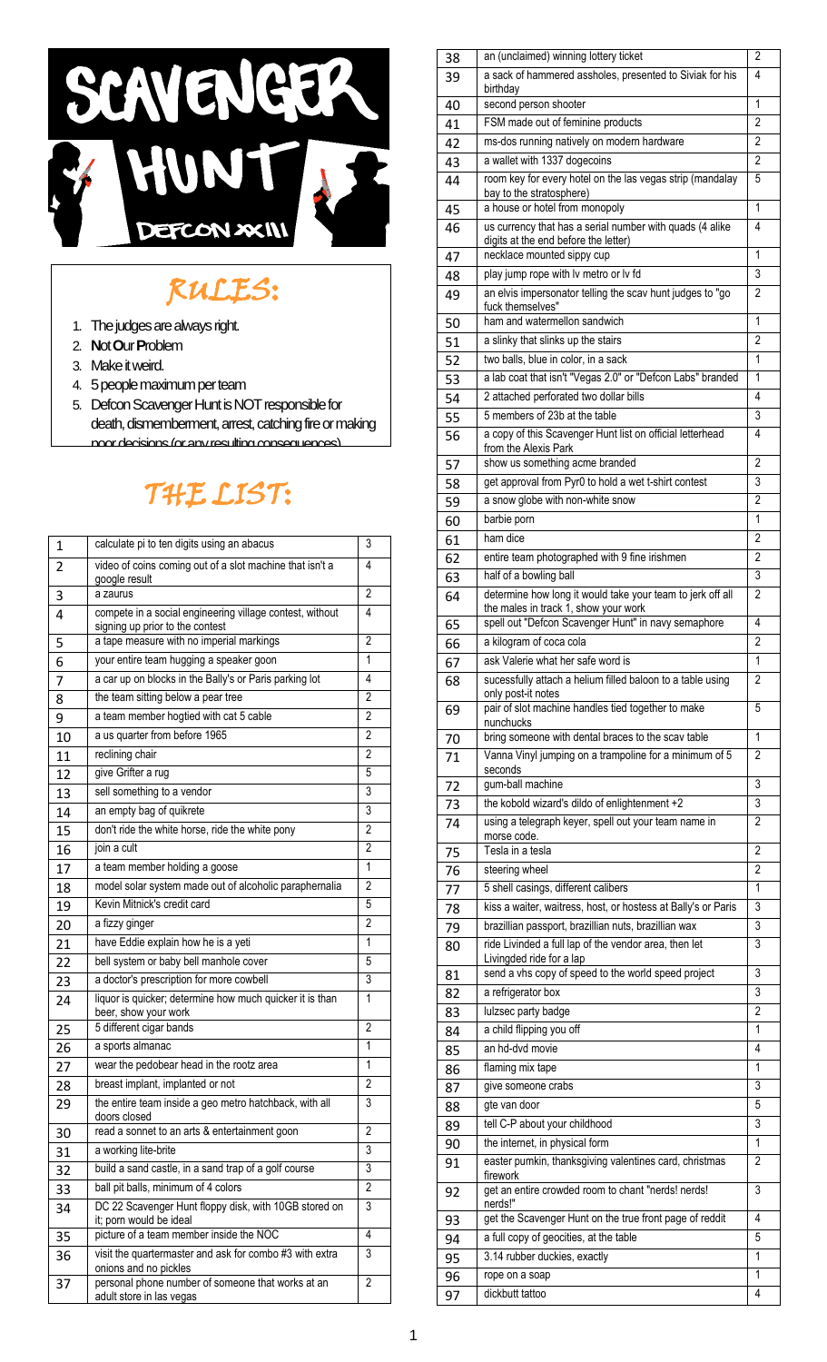# SCAVENGER HUNT

## DEFCON XXIII

## RULES:

1. The judges are always right.
2. **N**ot **O**ur **P**roblem
3. Make it weird.
4. 5 people maximum per team
5. Defcon Scavenger Hunt is NOT responsible for death, dismemberment, arrest, catching fire or making poor decisions (or any resulting consequences)

## THE LIST:

| # | Item | Points |
|---|---|---|
| 1 | calculate pi to ten digits using an abacus | 3 |
| 2 | video of coins coming out of a slot machine that isn't a google result | 4 |
| 3 | a zaurus | 2 |
| 4 | compete in a social engineering village contest, without signing up prior to the contest | 4 |
| 5 | a tape measure with no imperial markings | 2 |
| 6 | your entire team hugging a speaker goon | 1 |
| 7 | a car up on blocks in the Bally's or Paris parking lot | 4 |
| 8 | the team sitting below a pear tree | 2 |
| 9 | a team member hogtied with cat 5 cable | 2 |
| 10 | a us quarter from before 1965 | 2 |
| 11 | reclining chair | 2 |
| 12 | give Grifter a rug | 5 |
| 13 | sell something to a vendor | 3 |
| 14 | an empty bag of quikrete | 3 |
| 15 | don't ride the white horse, ride the white pony | 2 |
| 16 | join a cult | 2 |
| 17 | a team member holding a goose | 1 |
| 18 | model solar system made out of alcoholic paraphernalia | 2 |
| 19 | Kevin Mitnick's credit card | 5 |
| 20 | a fizzy ginger | 2 |
| 21 | have Eddie explain how he is a yeti | 1 |
| 22 | bell system or baby bell manhole cover | 5 |
| 23 | a doctor's prescription for more cowbell | 3 |
| 24 | liquor is quicker; determine how much quicker it is than beer, show your work | 1 |
| 25 | 5 different cigar bands | 2 |
| 26 | a sports almanac | 1 |
| 27 | wear the pedobear head in the rootz area | 1 |
| 28 | breast implant, implanted or not | 2 |
| 29 | the entire team inside a geo metro hatchback, with all doors closed | 3 |
| 30 | read a sonnet to an arts & entertainment goon | 2 |
| 31 | a working lite-brite | 3 |
| 32 | build a sand castle, in a sand trap of a golf course | 3 |
| 33 | ball pit balls, minimum of 4 colors | 2 |
| 34 | DC 22 Scavenger Hunt floppy disk, with 10GB stored on it; porn would be ideal | 3 |
| 35 | picture of a team member inside the NOC | 4 |
| 36 | visit the quartermaster and ask for combo #3 with extra onions and no pickles | 3 |
| 37 | personal phone number of someone that works at an adult store in las vegas | 2 |
| 38 | an (unclaimed) winning lottery ticket | 2 |
| 39 | a sack of hammered assholes, presented to Siviak for his birthday | 4 |
| 40 | second person shooter | 1 |
| 41 | FSM made out of feminine products | 2 |
| 42 | ms-dos running natively on modern hardware | 2 |
| 43 | a wallet with 1337 dogecoins | 2 |
| 44 | room key for every hotel on the las vegas strip (mandalay bay to the stratosphere) | 5 |
| 45 | a house or hotel from monopoly | 1 |
| 46 | us currency that has a serial number with quads (4 alike digits at the end before the letter) | 4 |
| 47 | necklace mounted sippy cup | 1 |
| 48 | play jump rope with lv metro or lv fd | 3 |
| 49 | an elvis impersonator telling the scav hunt judges to "go fuck themselves" | 2 |
| 50 | ham and watermellon sandwich | 1 |
| 51 | a slinky that slinks up the stairs | 2 |
| 52 | two balls, blue in color, in a sack | 1 |
| 53 | a lab coat that isn't "Vegas 2.0" or "Defcon Labs" branded | 1 |
| 54 | 2 attached perforated two dollar bills | 4 |
| 55 | 5 members of 23b at the table | 3 |
| 56 | a copy of this Scavenger Hunt list on official letterhead from the Alexis Park | 4 |
| 57 | show us something acme branded | 2 |
| 58 | get approval from Pyr0 to hold a wet t-shirt contest | 3 |
| 59 | a snow globe with non-white snow | 2 |
| 60 | barbie porn | 1 |
| 61 | ham dice | 2 |
| 62 | entire team photographed with 9 fine irishmen | 2 |
| 63 | half of a bowling ball | 3 |
| 64 | determine how long it would take your team to jerk off all the males in track 1, show your work | 2 |
| 65 | spell out "Defcon Scavenger Hunt" in navy semaphore | 4 |
| 66 | a kilogram of coca cola | 2 |
| 67 | ask Valerie what her safe word is | 1 |
| 68 | sucessfully attach a helium filled baloon to a table using only post-it notes | 2 |
| 69 | pair of slot machine handles tied together to make nunchucks | 5 |
| 70 | bring someone with dental braces to the scav table | 1 |
| 71 | Vanna Vinyl jumping on a trampoline for a minimum of 5 seconds | 2 |
| 72 | gum-ball machine | 3 |
| 73 | the kobold wizard's dildo of enlightenment +2 | 3 |
| 74 | using a telegraph keyer, spell out your team name in morse code. | 2 |
| 75 | Tesla in a tesla | 2 |
| 76 | steering wheel | 2 |
| 77 | 5 shell casings, different calibers | 1 |
| 78 | kiss a waiter, waitress, host, or hostess at Bally's or Paris | 3 |
| 79 | brazillian passport, brazillian nuts, brazillian wax | 3 |
| 80 | ride Livinded a full lap of the vendor area, then let Livingded ride for a lap | 3 |
| 81 | send a vhs copy of speed to the world speed project | 3 |
| 82 | a refrigerator box | 3 |
| 83 | lulzsec party badge | 2 |
| 84 | a child flipping you off | 1 |
| 85 | an hd-dvd movie | 4 |
| 86 | flaming mix tape | 1 |
| 87 | give someone crabs | 3 |
| 88 | gte van door | 5 |
| 89 | tell C-P about your childhood | 3 |
| 90 | the internet, in physical form | 1 |
| 91 | easter pumkin, thanksgiving valentines card, christmas firework | 2 |
| 92 | get an entire crowded room to chant "nerds! nerds! nerds!" | 3 |
| 93 | get the Scavenger Hunt on the true front page of reddit | 4 |
| 94 | a full copy of geocities, at the table | 5 |
| 95 | 3.14 rubber duckies, exactly | 1 |
| 96 | rope on a soap | 1 |
| 97 | dickbutt tattoo | 4 |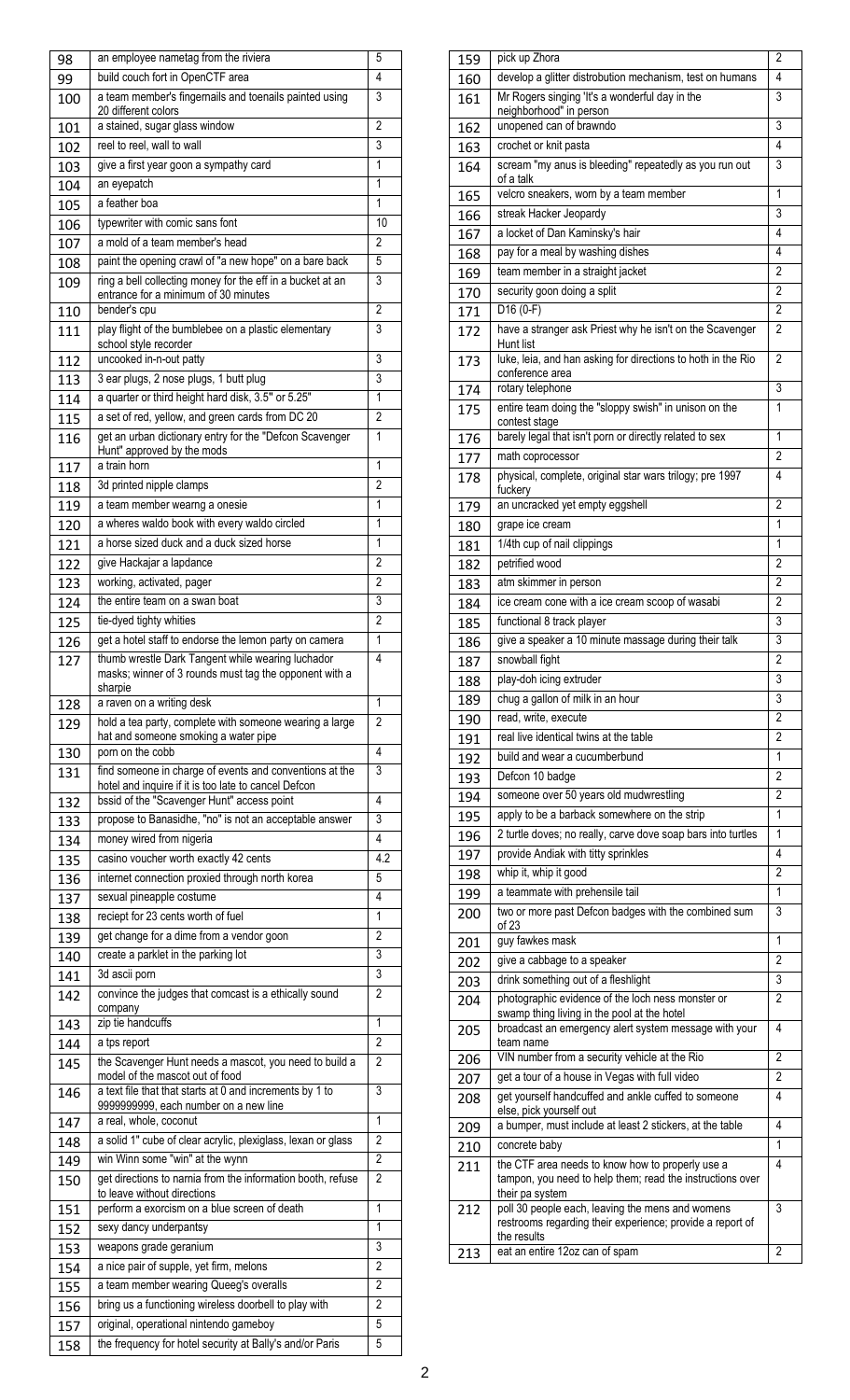| | | |
|---|---|---|
| 98 | an employee nametag from the riviera | 5 |
| 99 | build couch fort in OpenCTF area | 4 |
| 100 | a team member's fingernails and toenails painted using 20 different colors | 3 |
| 101 | a stained, sugar glass window | 2 |
| 102 | reel to reel, wall to wall | 3 |
| 103 | give a first year goon a sympathy card | 1 |
| 104 | an eyepatch | 1 |
| 105 | a feather boa | 1 |
| 106 | typewriter with comic sans font | 10 |
| 107 | a mold of a team member's head | 2 |
| 108 | paint the opening crawl of "a new hope" on a bare back | 5 |
| 109 | ring a bell collecting money for the eff in a bucket at an entrance for a minimum of 30 minutes | 3 |
| 110 | bender's cpu | 2 |
| 111 | play flight of the bumblebee on a plastic elementary school style recorder | 3 |
| 112 | uncooked in-n-out patty | 3 |
| 113 | 3 ear plugs, 2 nose plugs, 1 butt plug | 3 |
| 114 | a quarter or third height hard disk, 3.5" or 5.25" | 1 |
| 115 | a set of red, yellow, and green cards from DC 20 | 2 |
| 116 | get an urban dictionary entry for the "Defcon Scavenger Hunt" approved by the mods | 1 |
| 117 | a train horn | 1 |
| 118 | 3d printed nipple clamps | 2 |
| 119 | a team member wearng a onesie | 1 |
| 120 | a wheres waldo book with every waldo circled | 1 |
| 121 | a horse sized duck and a duck sized horse | 1 |
| 122 | give Hackajar a lapdance | 2 |
| 123 | working, activated, pager | 2 |
| 124 | the entire team on a swan boat | 3 |
| 125 | tie-dyed tighty whities | 2 |
| 126 | get a hotel staff to endorse the lemon party on camera | 1 |
| 127 | thumb wrestle Dark Tangent while wearing luchador masks; winner of 3 rounds must tag the opponent with a sharpie | 4 |
| 128 | a raven on a writing desk | 1 |
| 129 | hold a tea party, complete with someone wearing a large hat and someone smoking a water pipe | 2 |
| 130 | porn on the cobb | 4 |
| 131 | find someone in charge of events and conventions at the hotel and inquire if it is too late to cancel Defcon | 3 |
| 132 | bssid of the "Scavenger Hunt" access point | 4 |
| 133 | propose to Banasidhe, "no" is not an acceptable answer | 3 |
| 134 | money wired from nigeria | 4 |
| 135 | casino voucher worth exactly 42 cents | 4.2 |
| 136 | internet connection proxied through north korea | 5 |
| 137 | sexual pineapple costume | 4 |
| 138 | reciept for 23 cents worth of fuel | 1 |
| 139 | get change for a dime from a vendor goon | 2 |
| 140 | create a parklet in the parking lot | 3 |
| 141 | 3d ascii porn | 3 |
| 142 | convince the judges that comcast is a ethically sound company | 2 |
| 143 | zip tie handcuffs | 1 |
| 144 | a tps report | 2 |
| 145 | the Scavenger Hunt needs a mascot, you need to build a model of the mascot out of food | 2 |
| 146 | a text file that that starts at 0 and increments by 1 to 9999999999, each number on a new line | 3 |
| 147 | a real, whole, coconut | 1 |
| 148 | a solid 1" cube of clear acrylic, plexiglass, lexan or glass | 2 |
| 149 | win Winn some "win" at the wynn | 2 |
| 150 | get directions to narnia from the information booth, refuse to leave without directions | 2 |
| 151 | perform a exorcism on a blue screen of death | 1 |
| 152 | sexy dancy underpantsy | 1 |
| 153 | weapons grade geranium | 3 |
| 154 | a nice pair of supple, yet firm, melons | 2 |
| 155 | a team member wearing Queeg's overalls | 2 |
| 156 | bring us a functioning wireless doorbell to play with | 2 |
| 157 | original, operational nintendo gameboy | 5 |
| 158 | the frequency for hotel security at Bally's and/or Paris | 5 |
| 159 | pick up Zhora | 2 |
| 160 | develop a glitter distrobution mechanism, test on humans | 4 |
| 161 | Mr Rogers singing 'It's a wonderful day in the neighborhood" in person | 3 |
| 162 | unopened can of brawndo | 3 |
| 163 | crochet or knit pasta | 4 |
| 164 | scream "my anus is bleeding" repeatedly as you run out of a talk | 3 |
| 165 | velcro sneakers, worn by a team member | 1 |
| 166 | streak Hacker Jeopardy | 3 |
| 167 | a locket of Dan Kaminsky's hair | 4 |
| 168 | pay for a meal by washing dishes | 4 |
| 169 | team member in a straight jacket | 2 |
| 170 | security goon doing a split | 2 |
| 171 | D16 (0-F) | 2 |
| 172 | have a stranger ask Priest why he isn't on the Scavenger Hunt list | 2 |
| 173 | luke, leia, and han asking for directions to hoth in the Rio conference area | 2 |
| 174 | rotary telephone | 3 |
| 175 | entire team doing the "sloppy swish" in unison on the contest stage | 1 |
| 176 | barely legal that isn't porn or directly related to sex | 1 |
| 177 | math coprocessor | 2 |
| 178 | physical, complete, original star wars trilogy; pre 1997 fuckery | 4 |
| 179 | an uncracked yet empty eggshell | 2 |
| 180 | grape ice cream | 1 |
| 181 | 1/4th cup of nail clippings | 1 |
| 182 | petrified wood | 2 |
| 183 | atm skimmer in person | 2 |
| 184 | ice cream cone with a ice cream scoop of wasabi | 2 |
| 185 | functional 8 track player | 3 |
| 186 | give a speaker a 10 minute massage during their talk | 3 |
| 187 | snowball fight | 2 |
| 188 | play-doh icing extruder | 3 |
| 189 | chug a gallon of milk in an hour | 3 |
| 190 | read, write, execute | 2 |
| 191 | real live identical twins at the table | 2 |
| 192 | build and wear a cucumberbund | 1 |
| 193 | Defcon 10 badge | 2 |
| 194 | someone over 50 years old mudwrestling | 2 |
| 195 | apply to be a barback somewhere on the strip | 1 |
| 196 | 2 turtle doves; no really, carve dove soap bars into turtles | 1 |
| 197 | provide Andiak with titty sprinkles | 4 |
| 198 | whip it, whip it good | 2 |
| 199 | a teammate with prehensile tail | 1 |
| 200 | two or more past Defcon badges with the combined sum of 23 | 3 |
| 201 | guy fawkes mask | 1 |
| 202 | give a cabbage to a speaker | 2 |
| 203 | drink something out of a fleshlight | 3 |
| 204 | photographic evidence of the loch ness monster or swamp thing living in the pool at the hotel | 2 |
| 205 | broadcast an emergency alert system message with your team name | 4 |
| 206 | VIN number from a security vehicle at the Rio | 2 |
| 207 | get a tour of a house in Vegas with full video | 2 |
| 208 | get yourself handcuffed and ankle cuffed to someone else, pick yourself out | 4 |
| 209 | a bumper, must include at least 2 stickers, at the table | 4 |
| 210 | concrete baby | 1 |
| 211 | the CTF area needs to know how to properly use a tampon, you need to help them; read the instructions over their pa system | 4 |
| 212 | poll 30 people each, leaving the mens and womens restrooms regarding their experience; provide a report of the results | 3 |
| 213 | eat an entire 12oz can of spam | 2 |